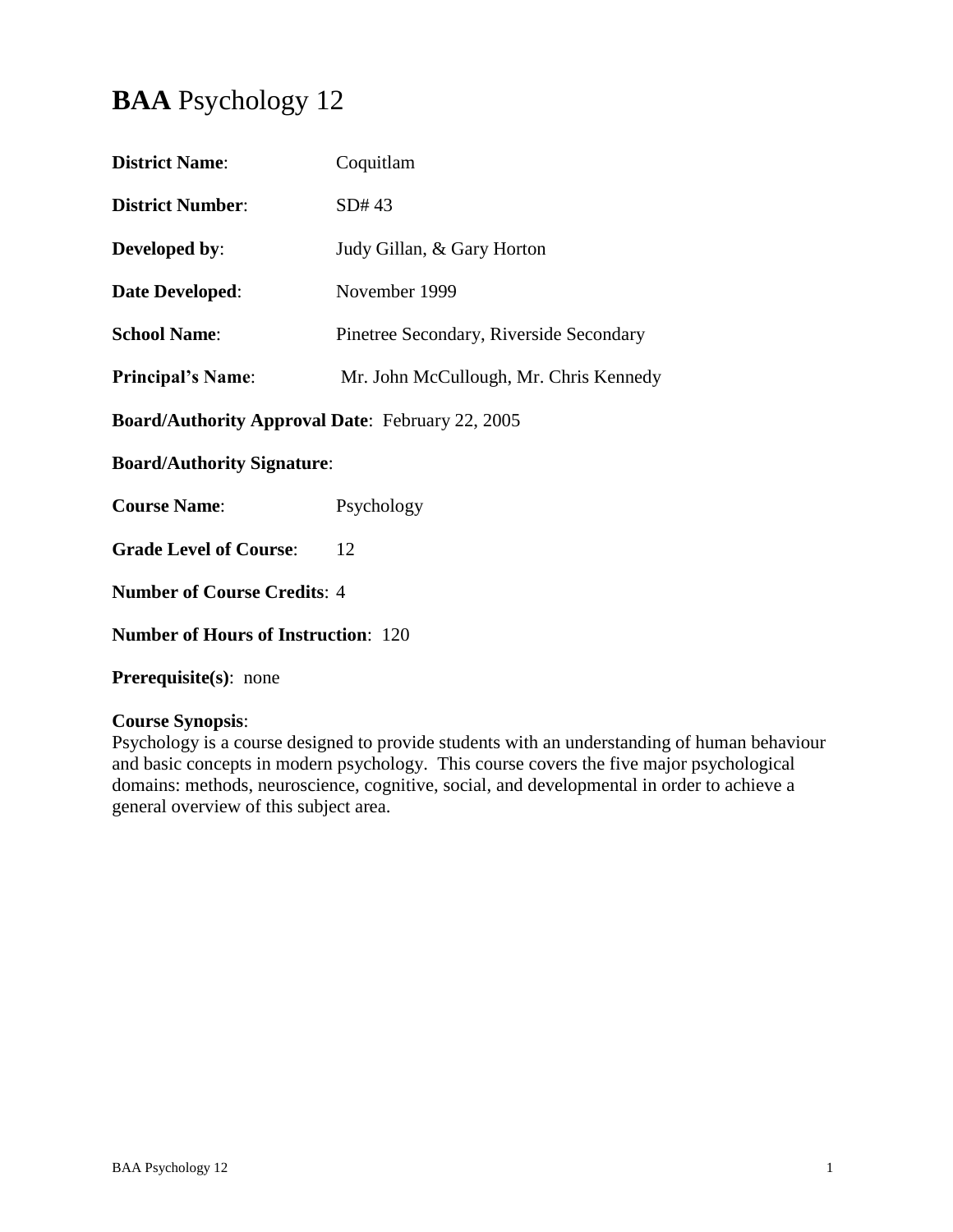# **BAA** Psychology 12

**District Name**: Coquitlam

**District Number**: SD# 43

**Developed by**: Judy Gillan, & Gary Horton

**Date Developed**: November 1999

**School Name**: Pinetree Secondary, Riverside Secondary

**Principal's Name**: Mr. John McCullough, Mr. Chris Kennedy

**Board/Authority Approval Date**: February 22, 2005

**Board/Authority Signature**:

**Course Name**: Psychology

**Grade Level of Course**: 12

**Number of Course Credits**: 4

**Number of Hours of Instruction**: 120

**Prerequisite(s)**: none

**Course Synopsis**:
Psychology is a course designed to provide students with an understanding of human behaviour and basic concepts in modern psychology. This course covers the five major psychological domains: methods, neuroscience, cognitive, social, and developmental in order to achieve a general overview of this subject area.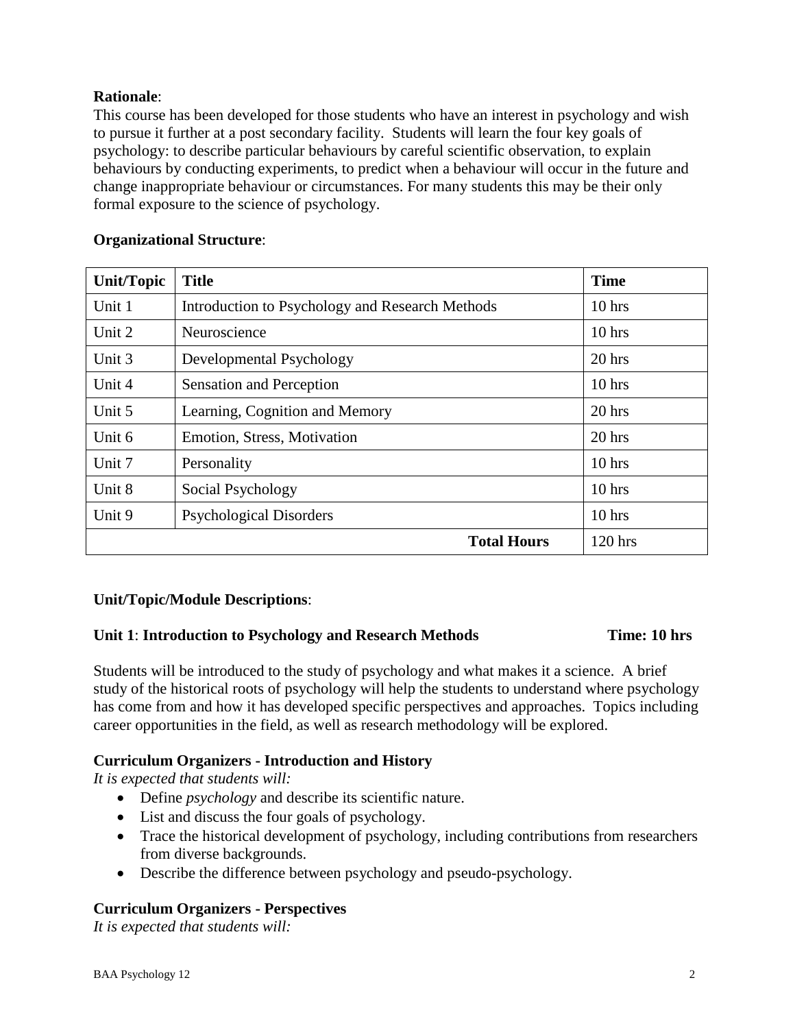**Rationale**:
This course has been developed for those students who have an interest in psychology and wish to pursue it further at a post secondary facility. Students will learn the four key goals of psychology: to describe particular behaviours by careful scientific observation, to explain behaviours by conducting experiments, to predict when a behaviour will occur in the future and change inappropriate behaviour or circumstances. For many students this may be their only formal exposure to the science of psychology.

**Organizational Structure**:

| Unit/Topic | Title | Time |
|---|---|---|
| Unit 1 | Introduction to Psychology and Research Methods | 10 hrs |
| Unit 2 | Neuroscience | 10 hrs |
| Unit 3 | Developmental Psychology | 20 hrs |
| Unit 4 | Sensation and Perception | 10 hrs |
| Unit 5 | Learning, Cognition and Memory | 20 hrs |
| Unit 6 | Emotion, Stress, Motivation | 20 hrs |
| Unit 7 | Personality | 10 hrs |
| Unit 8 | Social Psychology | 10 hrs |
| Unit 9 | Psychological Disorders | 10 hrs |
| | **Total Hours** | 120 hrs |

**Unit/Topic/Module Descriptions**:

**Unit 1**: **Introduction to Psychology and Research Methods** **Time: 10 hrs**

Students will be introduced to the study of psychology and what makes it a science. A brief study of the historical roots of psychology will help the students to understand where psychology has come from and how it has developed specific perspectives and approaches. Topics including career opportunities in the field, as well as research methodology will be explored.

**Curriculum Organizers - Introduction and History**

*It is expected that students will:*

- Define *psychology* and describe its scientific nature.
- List and discuss the four goals of psychology.
- Trace the historical development of psychology, including contributions from researchers from diverse backgrounds.
- Describe the difference between psychology and pseudo-psychology.

**Curriculum Organizers - Perspectives**

*It is expected that students will:*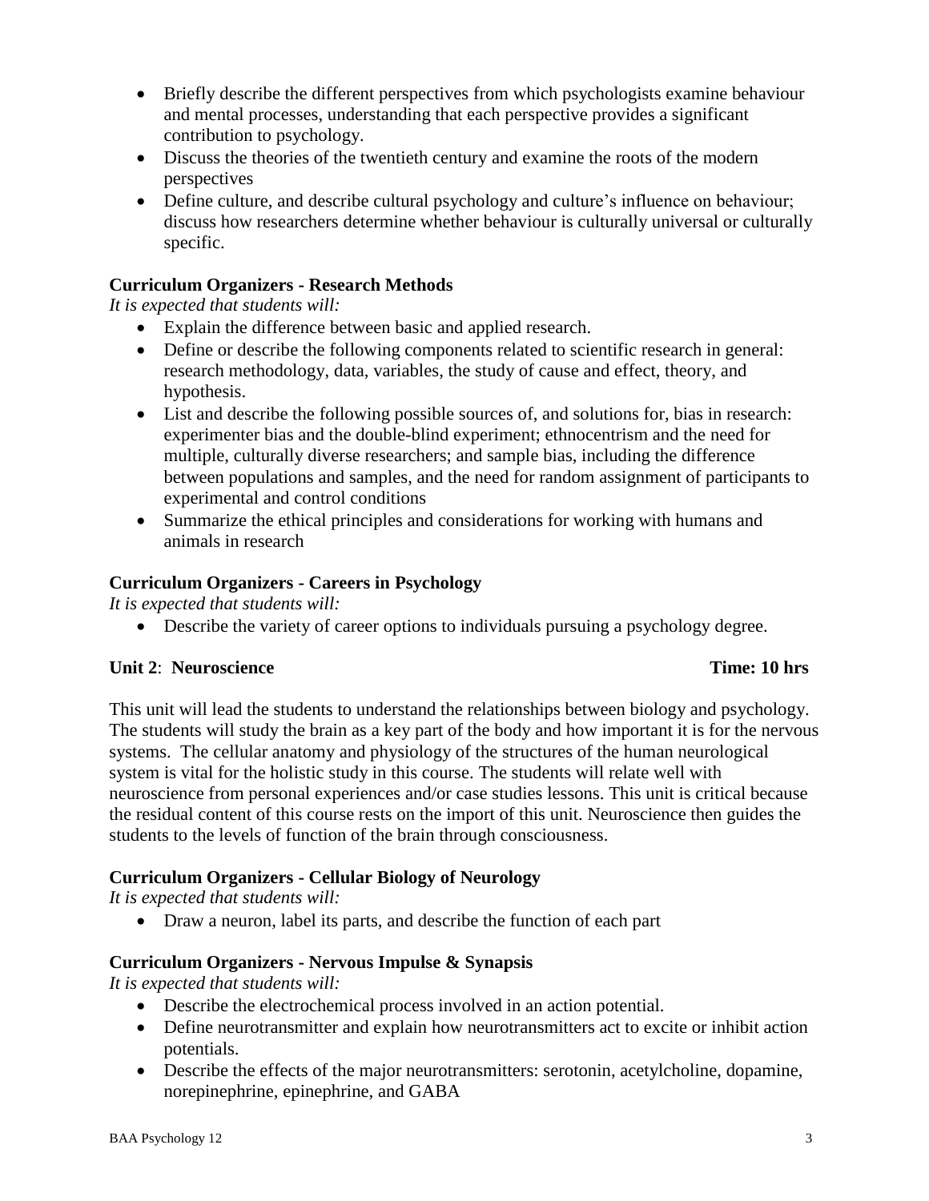- Briefly describe the different perspectives from which psychologists examine behaviour and mental processes, understanding that each perspective provides a significant contribution to psychology.
- Discuss the theories of the twentieth century and examine the roots of the modern perspectives
- Define culture, and describe cultural psychology and culture's influence on behaviour; discuss how researchers determine whether behaviour is culturally universal or culturally specific.

**Curriculum Organizers - Research Methods**

*It is expected that students will:*

- Explain the difference between basic and applied research.
- Define or describe the following components related to scientific research in general: research methodology, data, variables, the study of cause and effect, theory, and hypothesis.
- List and describe the following possible sources of, and solutions for, bias in research: experimenter bias and the double-blind experiment; ethnocentrism and the need for multiple, culturally diverse researchers; and sample bias, including the difference between populations and samples, and the need for random assignment of participants to experimental and control conditions
- Summarize the ethical principles and considerations for working with humans and animals in research

**Curriculum Organizers - Careers in Psychology**

*It is expected that students will:*

- Describe the variety of career options to individuals pursuing a psychology degree.

**Unit 2**: **Neuroscience** **Time: 10 hrs**

This unit will lead the students to understand the relationships between biology and psychology. The students will study the brain as a key part of the body and how important it is for the nervous systems. The cellular anatomy and physiology of the structures of the human neurological system is vital for the holistic study in this course. The students will relate well with neuroscience from personal experiences and/or case studies lessons. This unit is critical because the residual content of this course rests on the import of this unit. Neuroscience then guides the students to the levels of function of the brain through consciousness.

**Curriculum Organizers - Cellular Biology of Neurology**

*It is expected that students will:*

- Draw a neuron, label its parts, and describe the function of each part

**Curriculum Organizers - Nervous Impulse & Synapsis**

*It is expected that students will:*

- Describe the electrochemical process involved in an action potential.
- Define neurotransmitter and explain how neurotransmitters act to excite or inhibit action potentials.
- Describe the effects of the major neurotransmitters: serotonin, acetylcholine, dopamine, norepinephrine, epinephrine, and GABA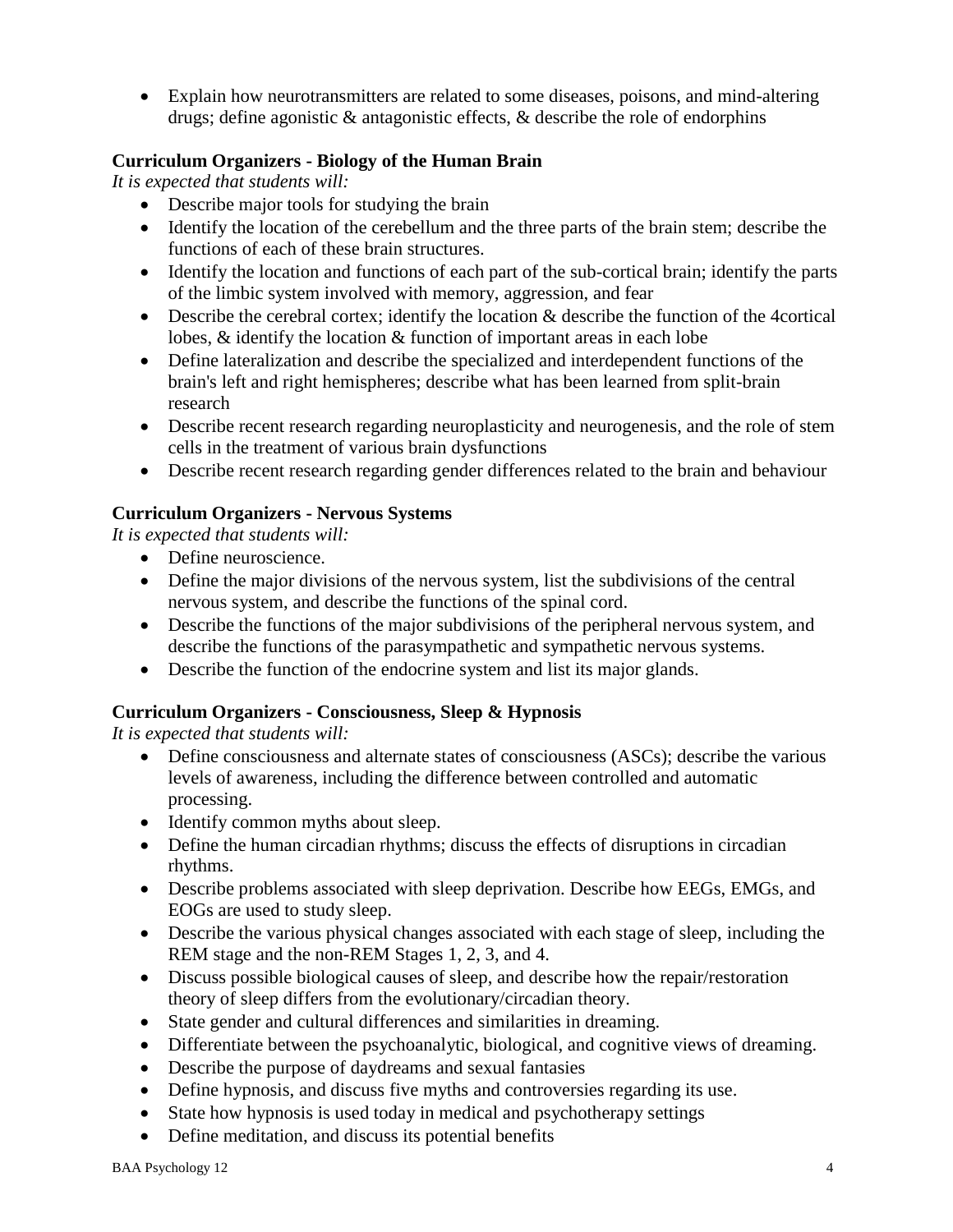- Explain how neurotransmitters are related to some diseases, poisons, and mind-altering drugs; define agonistic & antagonistic effects, & describe the role of endorphins

**Curriculum Organizers - Biology of the Human Brain**

*It is expected that students will:*

- Describe major tools for studying the brain
- Identify the location of the cerebellum and the three parts of the brain stem; describe the functions of each of these brain structures.
- Identify the location and functions of each part of the sub-cortical brain; identify the parts of the limbic system involved with memory, aggression, and fear
- Describe the cerebral cortex; identify the location & describe the function of the 4cortical lobes, & identify the location & function of important areas in each lobe
- Define lateralization and describe the specialized and interdependent functions of the brain's left and right hemispheres; describe what has been learned from split-brain research
- Describe recent research regarding neuroplasticity and neurogenesis, and the role of stem cells in the treatment of various brain dysfunctions
- Describe recent research regarding gender differences related to the brain and behaviour

**Curriculum Organizers - Nervous Systems**

*It is expected that students will:*

- Define neuroscience.
- Define the major divisions of the nervous system, list the subdivisions of the central nervous system, and describe the functions of the spinal cord.
- Describe the functions of the major subdivisions of the peripheral nervous system, and describe the functions of the parasympathetic and sympathetic nervous systems.
- Describe the function of the endocrine system and list its major glands.

**Curriculum Organizers - Consciousness, Sleep & Hypnosis**

*It is expected that students will:*

- Define consciousness and alternate states of consciousness (ASCs); describe the various levels of awareness, including the difference between controlled and automatic processing.
- Identify common myths about sleep.
- Define the human circadian rhythms; discuss the effects of disruptions in circadian rhythms.
- Describe problems associated with sleep deprivation. Describe how EEGs, EMGs, and EOGs are used to study sleep.
- Describe the various physical changes associated with each stage of sleep, including the REM stage and the non-REM Stages 1, 2, 3, and 4.
- Discuss possible biological causes of sleep, and describe how the repair/restoration theory of sleep differs from the evolutionary/circadian theory.
- State gender and cultural differences and similarities in dreaming.
- Differentiate between the psychoanalytic, biological, and cognitive views of dreaming.
- Describe the purpose of daydreams and sexual fantasies
- Define hypnosis, and discuss five myths and controversies regarding its use.
- State how hypnosis is used today in medical and psychotherapy settings
- Define meditation, and discuss its potential benefits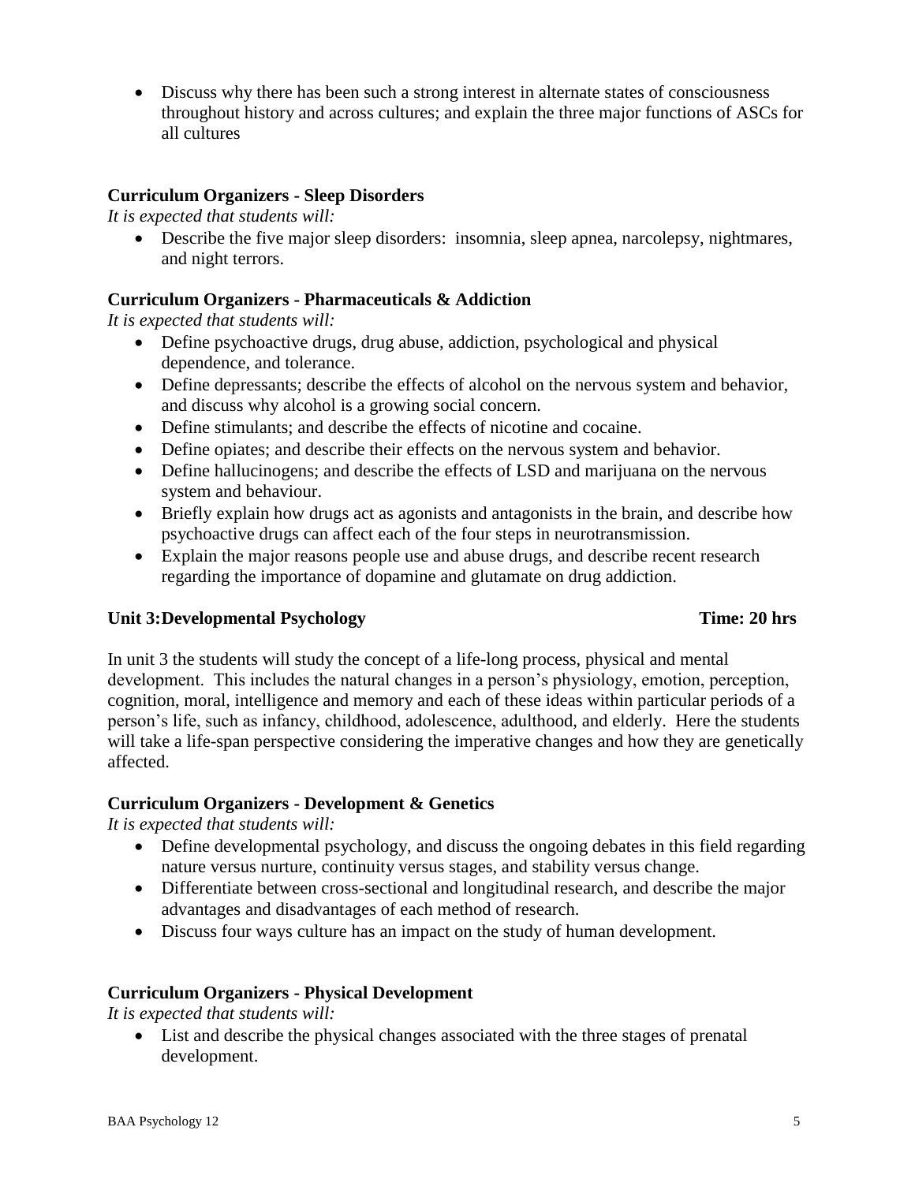- Discuss why there has been such a strong interest in alternate states of consciousness throughout history and across cultures; and explain the three major functions of ASCs for all cultures

**Curriculum Organizers - Sleep Disorders**

*It is expected that students will:*

- Describe the five major sleep disorders: insomnia, sleep apnea, narcolepsy, nightmares, and night terrors.

**Curriculum Organizers - Pharmaceuticals & Addiction**

*It is expected that students will:*

- Define psychoactive drugs, drug abuse, addiction, psychological and physical dependence, and tolerance.
- Define depressants; describe the effects of alcohol on the nervous system and behavior, and discuss why alcohol is a growing social concern.
- Define stimulants; and describe the effects of nicotine and cocaine.
- Define opiates; and describe their effects on the nervous system and behavior.
- Define hallucinogens; and describe the effects of LSD and marijuana on the nervous system and behaviour.
- Briefly explain how drugs act as agonists and antagonists in the brain, and describe how psychoactive drugs can affect each of the four steps in neurotransmission.
- Explain the major reasons people use and abuse drugs, and describe recent research regarding the importance of dopamine and glutamate on drug addiction.

## Unit 3: Developmental Psychology — Time: 20 hrs

In unit 3 the students will study the concept of a life-long process, physical and mental development. This includes the natural changes in a person's physiology, emotion, perception, cognition, moral, intelligence and memory and each of these ideas within particular periods of a person's life, such as infancy, childhood, adolescence, adulthood, and elderly. Here the students will take a life-span perspective considering the imperative changes and how they are genetically affected.

**Curriculum Organizers - Development & Genetics**

*It is expected that students will:*

- Define developmental psychology, and discuss the ongoing debates in this field regarding nature versus nurture, continuity versus stages, and stability versus change.
- Differentiate between cross-sectional and longitudinal research, and describe the major advantages and disadvantages of each method of research.
- Discuss four ways culture has an impact on the study of human development.

**Curriculum Organizers - Physical Development**

*It is expected that students will:*

- List and describe the physical changes associated with the three stages of prenatal development.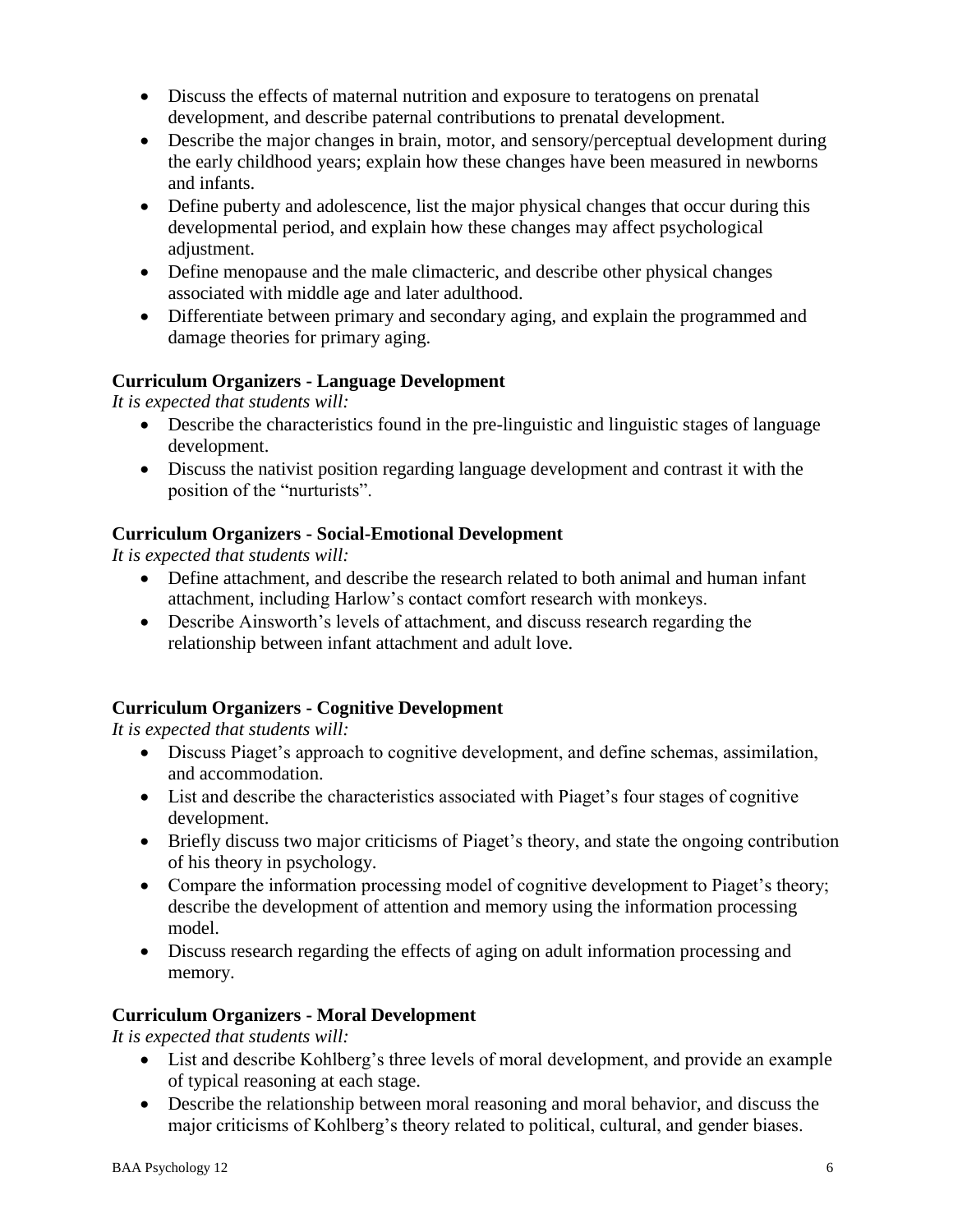- Discuss the effects of maternal nutrition and exposure to teratogens on prenatal development, and describe paternal contributions to prenatal development.
- Describe the major changes in brain, motor, and sensory/perceptual development during the early childhood years; explain how these changes have been measured in newborns and infants.
- Define puberty and adolescence, list the major physical changes that occur during this developmental period, and explain how these changes may affect psychological adjustment.
- Define menopause and the male climacteric, and describe other physical changes associated with middle age and later adulthood.
- Differentiate between primary and secondary aging, and explain the programmed and damage theories for primary aging.

**Curriculum Organizers - Language Development**

*It is expected that students will:*

- Describe the characteristics found in the pre-linguistic and linguistic stages of language development.
- Discuss the nativist position regarding language development and contrast it with the position of the "nurturists".

**Curriculum Organizers - Social-Emotional Development**

*It is expected that students will:*

- Define attachment, and describe the research related to both animal and human infant attachment, including Harlow's contact comfort research with monkeys.
- Describe Ainsworth's levels of attachment, and discuss research regarding the relationship between infant attachment and adult love.

**Curriculum Organizers - Cognitive Development**

*It is expected that students will:*

- Discuss Piaget's approach to cognitive development, and define schemas, assimilation, and accommodation.
- List and describe the characteristics associated with Piaget's four stages of cognitive development.
- Briefly discuss two major criticisms of Piaget's theory, and state the ongoing contribution of his theory in psychology.
- Compare the information processing model of cognitive development to Piaget's theory; describe the development of attention and memory using the information processing model.
- Discuss research regarding the effects of aging on adult information processing and memory.

**Curriculum Organizers - Moral Development**

*It is expected that students will:*

- List and describe Kohlberg's three levels of moral development, and provide an example of typical reasoning at each stage.
- Describe the relationship between moral reasoning and moral behavior, and discuss the major criticisms of Kohlberg's theory related to political, cultural, and gender biases.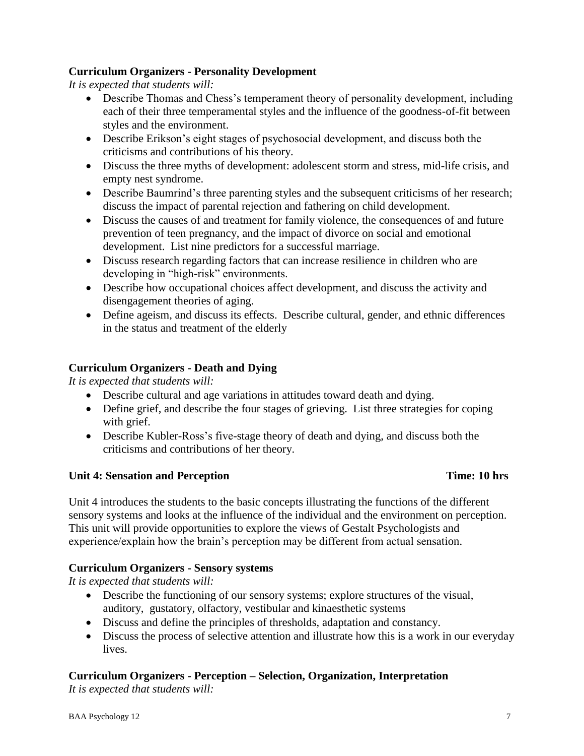### Curriculum Organizers - Personality Development

*It is expected that students will:*

- Describe Thomas and Chess's temperament theory of personality development, including each of their three temperamental styles and the influence of the goodness-of-fit between styles and the environment.
- Describe Erikson's eight stages of psychosocial development, and discuss both the criticisms and contributions of his theory.
- Discuss the three myths of development: adolescent storm and stress, mid-life crisis, and empty nest syndrome.
- Describe Baumrind's three parenting styles and the subsequent criticisms of her research; discuss the impact of parental rejection and fathering on child development.
- Discuss the causes of and treatment for family violence, the consequences of and future prevention of teen pregnancy, and the impact of divorce on social and emotional development. List nine predictors for a successful marriage.
- Discuss research regarding factors that can increase resilience in children who are developing in "high-risk" environments.
- Describe how occupational choices affect development, and discuss the activity and disengagement theories of aging.
- Define ageism, and discuss its effects. Describe cultural, gender, and ethnic differences in the status and treatment of the elderly

### Curriculum Organizers - Death and Dying

*It is expected that students will:*

- Describe cultural and age variations in attitudes toward death and dying.
- Define grief, and describe the four stages of grieving. List three strategies for coping with grief.
- Describe Kubler-Ross's five-stage theory of death and dying, and discuss both the criticisms and contributions of her theory.

## Unit 4: Sensation and Perception — Time: 10 hrs

Unit 4 introduces the students to the basic concepts illustrating the functions of the different sensory systems and looks at the influence of the individual and the environment on perception. This unit will provide opportunities to explore the views of Gestalt Psychologists and experience/explain how the brain's perception may be different from actual sensation.

### Curriculum Organizers - Sensory systems

*It is expected that students will:*

- Describe the functioning of our sensory systems; explore structures of the visual, auditory, gustatory, olfactory, vestibular and kinaesthetic systems
- Discuss and define the principles of thresholds, adaptation and constancy.
- Discuss the process of selective attention and illustrate how this is a work in our everyday lives.

### Curriculum Organizers - Perception – Selection, Organization, Interpretation

*It is expected that students will:*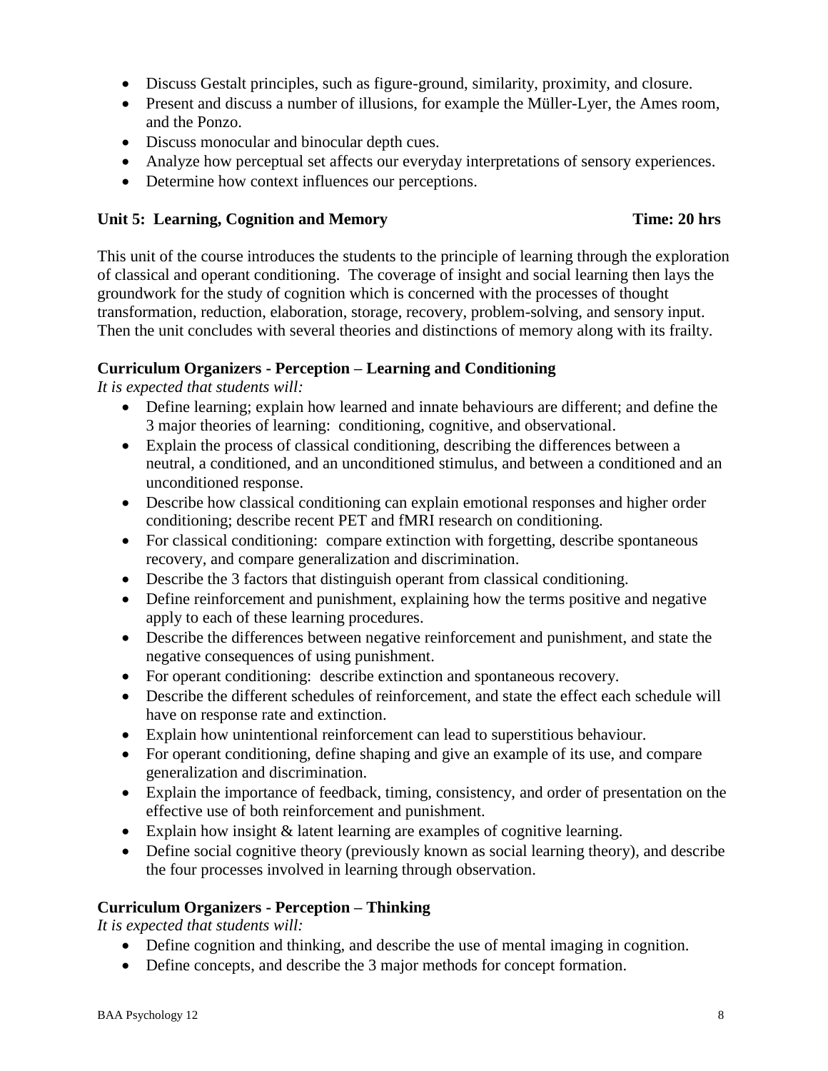- Discuss Gestalt principles, such as figure-ground, similarity, proximity, and closure.
- Present and discuss a number of illusions, for example the Müller-Lyer, the Ames room, and the Ponzo.
- Discuss monocular and binocular depth cues.
- Analyze how perceptual set affects our everyday interpretations of sensory experiences.
- Determine how context influences our perceptions.

### Unit 5: Learning, Cognition and Memory — Time: 20 hrs

This unit of the course introduces the students to the principle of learning through the exploration of classical and operant conditioning. The coverage of insight and social learning then lays the groundwork for the study of cognition which is concerned with the processes of thought transformation, reduction, elaboration, storage, recovery, problem-solving, and sensory input. Then the unit concludes with several theories and distinctions of memory along with its frailty.

#### Curriculum Organizers - Perception – Learning and Conditioning

*It is expected that students will:*

- Define learning; explain how learned and innate behaviours are different; and define the 3 major theories of learning: conditioning, cognitive, and observational.
- Explain the process of classical conditioning, describing the differences between a neutral, a conditioned, and an unconditioned stimulus, and between a conditioned and an unconditioned response.
- Describe how classical conditioning can explain emotional responses and higher order conditioning; describe recent PET and fMRI research on conditioning.
- For classical conditioning: compare extinction with forgetting, describe spontaneous recovery, and compare generalization and discrimination.
- Describe the 3 factors that distinguish operant from classical conditioning.
- Define reinforcement and punishment, explaining how the terms positive and negative apply to each of these learning procedures.
- Describe the differences between negative reinforcement and punishment, and state the negative consequences of using punishment.
- For operant conditioning: describe extinction and spontaneous recovery.
- Describe the different schedules of reinforcement, and state the effect each schedule will have on response rate and extinction.
- Explain how unintentional reinforcement can lead to superstitious behaviour.
- For operant conditioning, define shaping and give an example of its use, and compare generalization and discrimination.
- Explain the importance of feedback, timing, consistency, and order of presentation on the effective use of both reinforcement and punishment.
- Explain how insight & latent learning are examples of cognitive learning.
- Define social cognitive theory (previously known as social learning theory), and describe the four processes involved in learning through observation.

#### Curriculum Organizers - Perception – Thinking

*It is expected that students will:*

- Define cognition and thinking, and describe the use of mental imaging in cognition.
- Define concepts, and describe the 3 major methods for concept formation.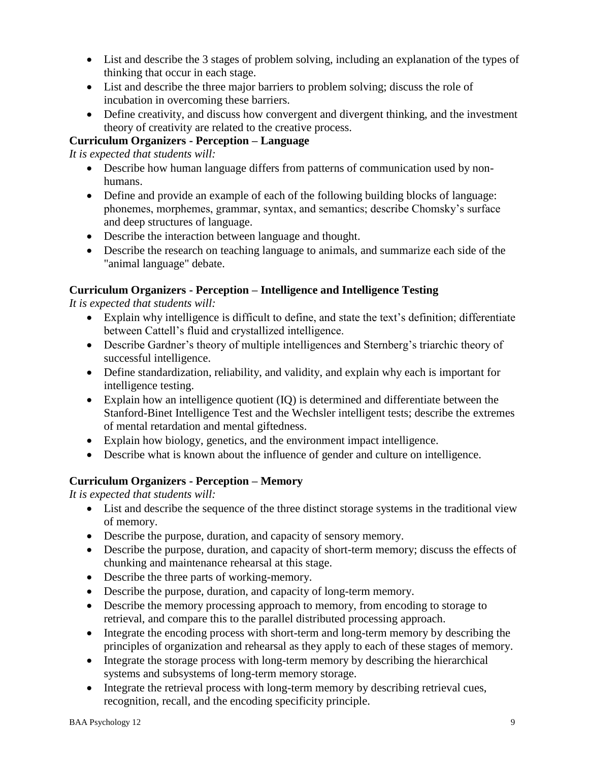- List and describe the 3 stages of problem solving, including an explanation of the types of thinking that occur in each stage.
- List and describe the three major barriers to problem solving; discuss the role of incubation in overcoming these barriers.
- Define creativity, and discuss how convergent and divergent thinking, and the investment theory of creativity are related to the creative process.

**Curriculum Organizers - Perception – Language**

*It is expected that students will:*

- Describe how human language differs from patterns of communication used by non-humans.
- Define and provide an example of each of the following building blocks of language: phonemes, morphemes, grammar, syntax, and semantics; describe Chomsky's surface and deep structures of language.
- Describe the interaction between language and thought.
- Describe the research on teaching language to animals, and summarize each side of the "animal language" debate.

**Curriculum Organizers - Perception – Intelligence and Intelligence Testing**

*It is expected that students will:*

- Explain why intelligence is difficult to define, and state the text's definition; differentiate between Cattell's fluid and crystallized intelligence.
- Describe Gardner's theory of multiple intelligences and Sternberg's triarchic theory of successful intelligence.
- Define standardization, reliability, and validity, and explain why each is important for intelligence testing.
- Explain how an intelligence quotient (IQ) is determined and differentiate between the Stanford-Binet Intelligence Test and the Wechsler intelligent tests; describe the extremes of mental retardation and mental giftedness.
- Explain how biology, genetics, and the environment impact intelligence.
- Describe what is known about the influence of gender and culture on intelligence.

**Curriculum Organizers - Perception – Memory**

*It is expected that students will:*

- List and describe the sequence of the three distinct storage systems in the traditional view of memory.
- Describe the purpose, duration, and capacity of sensory memory.
- Describe the purpose, duration, and capacity of short-term memory; discuss the effects of chunking and maintenance rehearsal at this stage.
- Describe the three parts of working-memory.
- Describe the purpose, duration, and capacity of long-term memory.
- Describe the memory processing approach to memory, from encoding to storage to retrieval, and compare this to the parallel distributed processing approach.
- Integrate the encoding process with short-term and long-term memory by describing the principles of organization and rehearsal as they apply to each of these stages of memory.
- Integrate the storage process with long-term memory by describing the hierarchical systems and subsystems of long-term memory storage.
- Integrate the retrieval process with long-term memory by describing retrieval cues, recognition, recall, and the encoding specificity principle.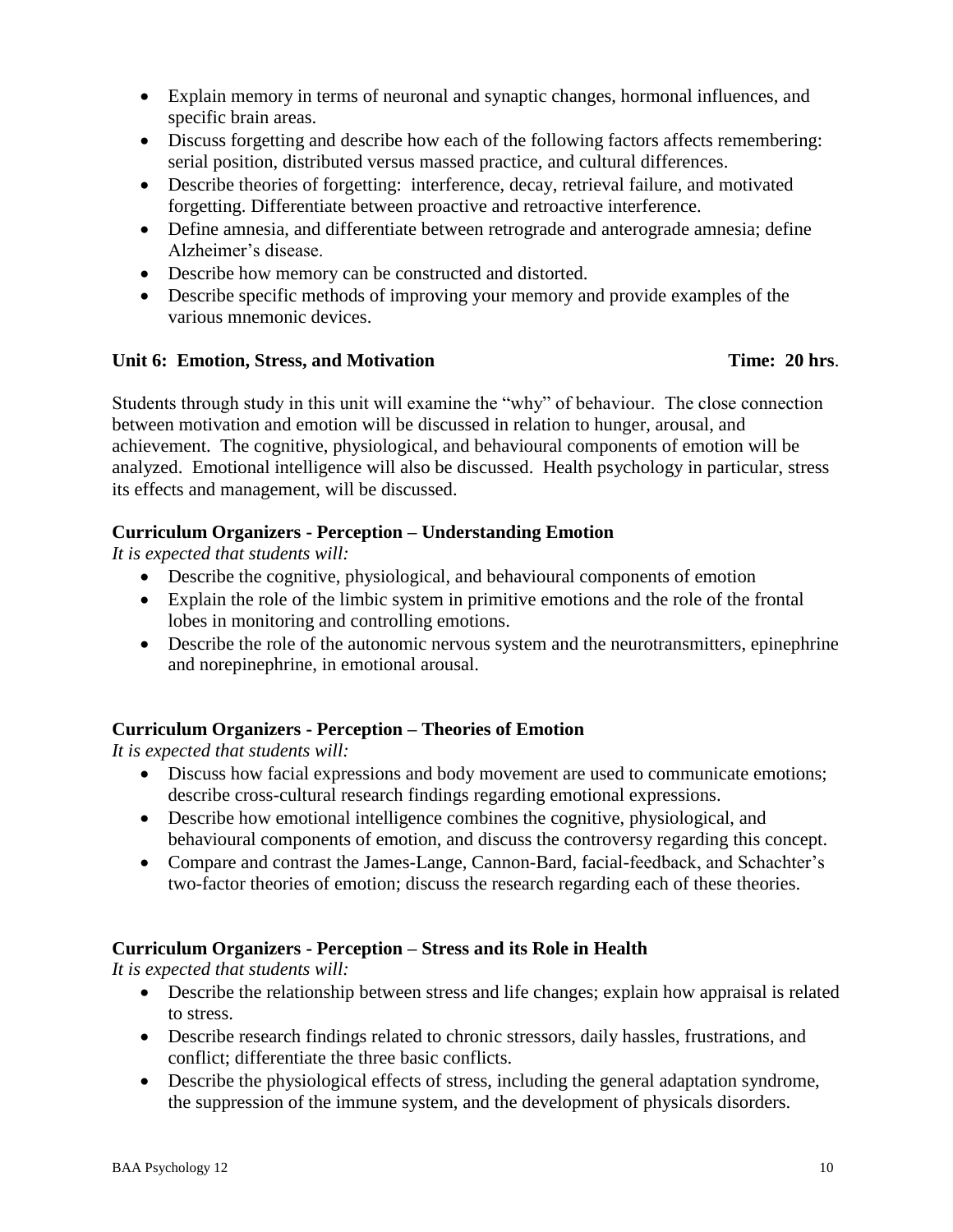- Explain memory in terms of neuronal and synaptic changes, hormonal influences, and specific brain areas.
- Discuss forgetting and describe how each of the following factors affects remembering: serial position, distributed versus massed practice, and cultural differences.
- Describe theories of forgetting: interference, decay, retrieval failure, and motivated forgetting. Differentiate between proactive and retroactive interference.
- Define amnesia, and differentiate between retrograde and anterograde amnesia; define Alzheimer's disease.
- Describe how memory can be constructed and distorted.
- Describe specific methods of improving your memory and provide examples of the various mnemonic devices.

**Unit 6: Emotion, Stress, and Motivation** **Time: 20 hrs**.

Students through study in this unit will examine the "why" of behaviour. The close connection between motivation and emotion will be discussed in relation to hunger, arousal, and achievement. The cognitive, physiological, and behavioural components of emotion will be analyzed. Emotional intelligence will also be discussed. Health psychology in particular, stress its effects and management, will be discussed.

**Curriculum Organizers - Perception – Understanding Emotion**

*It is expected that students will:*

- Describe the cognitive, physiological, and behavioural components of emotion
- Explain the role of the limbic system in primitive emotions and the role of the frontal lobes in monitoring and controlling emotions.
- Describe the role of the autonomic nervous system and the neurotransmitters, epinephrine and norepinephrine, in emotional arousal.

**Curriculum Organizers - Perception – Theories of Emotion**

*It is expected that students will:*

- Discuss how facial expressions and body movement are used to communicate emotions; describe cross-cultural research findings regarding emotional expressions.
- Describe how emotional intelligence combines the cognitive, physiological, and behavioural components of emotion, and discuss the controversy regarding this concept.
- Compare and contrast the James-Lange, Cannon-Bard, facial-feedback, and Schachter's two-factor theories of emotion; discuss the research regarding each of these theories.

**Curriculum Organizers - Perception – Stress and its Role in Health**

*It is expected that students will:*

- Describe the relationship between stress and life changes; explain how appraisal is related to stress.
- Describe research findings related to chronic stressors, daily hassles, frustrations, and conflict; differentiate the three basic conflicts.
- Describe the physiological effects of stress, including the general adaptation syndrome, the suppression of the immune system, and the development of physicals disorders.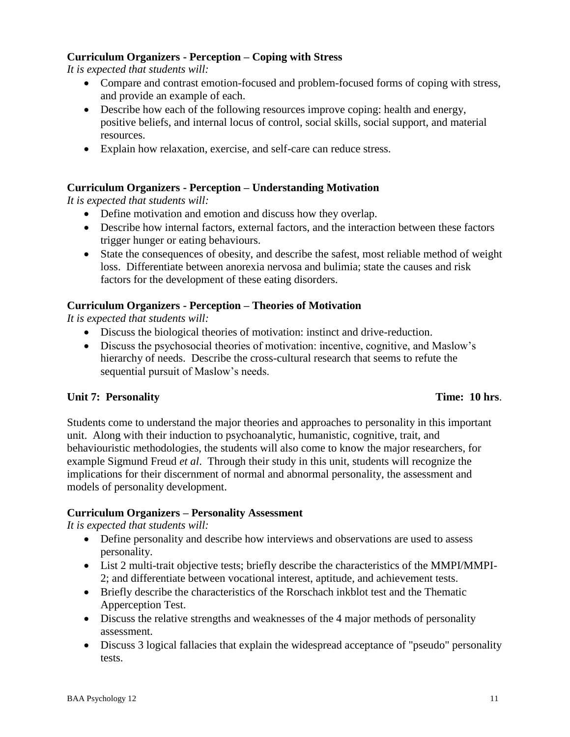**Curriculum Organizers - Perception – Coping with Stress**

*It is expected that students will:*

- Compare and contrast emotion-focused and problem-focused forms of coping with stress, and provide an example of each.
- Describe how each of the following resources improve coping: health and energy, positive beliefs, and internal locus of control, social skills, social support, and material resources.
- Explain how relaxation, exercise, and self-care can reduce stress.

**Curriculum Organizers - Perception – Understanding Motivation**

*It is expected that students will:*

- Define motivation and emotion and discuss how they overlap.
- Describe how internal factors, external factors, and the interaction between these factors trigger hunger or eating behaviours.
- State the consequences of obesity, and describe the safest, most reliable method of weight loss. Differentiate between anorexia nervosa and bulimia; state the causes and risk factors for the development of these eating disorders.

**Curriculum Organizers - Perception – Theories of Motivation**

*It is expected that students will:*

- Discuss the biological theories of motivation: instinct and drive-reduction.
- Discuss the psychosocial theories of motivation: incentive, cognitive, and Maslow's hierarchy of needs. Describe the cross-cultural research that seems to refute the sequential pursuit of Maslow's needs.

**Unit 7: Personality** **Time: 10 hrs**.

Students come to understand the major theories and approaches to personality in this important unit. Along with their induction to psychoanalytic, humanistic, cognitive, trait, and behaviouristic methodologies, the students will also come to know the major researchers, for example Sigmund Freud *et al*. Through their study in this unit, students will recognize the implications for their discernment of normal and abnormal personality, the assessment and models of personality development.

**Curriculum Organizers – Personality Assessment**

*It is expected that students will:*

- Define personality and describe how interviews and observations are used to assess personality.
- List 2 multi-trait objective tests; briefly describe the characteristics of the MMPI/MMPI-2; and differentiate between vocational interest, aptitude, and achievement tests.
- Briefly describe the characteristics of the Rorschach inkblot test and the Thematic Apperception Test.
- Discuss the relative strengths and weaknesses of the 4 major methods of personality assessment.
- Discuss 3 logical fallacies that explain the widespread acceptance of "pseudo" personality tests.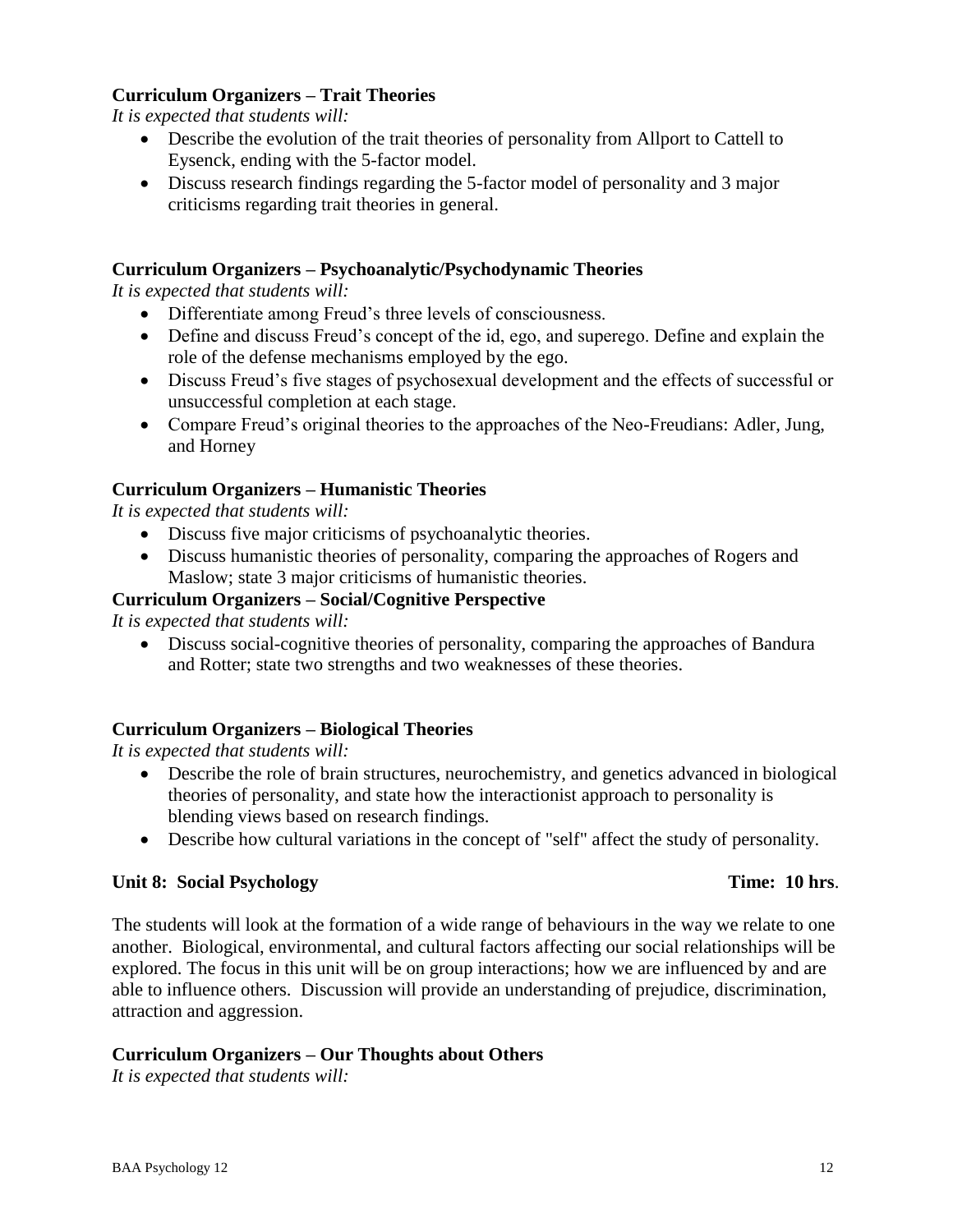**Curriculum Organizers – Trait Theories**

*It is expected that students will:*

- Describe the evolution of the trait theories of personality from Allport to Cattell to Eysenck, ending with the 5-factor model.
- Discuss research findings regarding the 5-factor model of personality and 3 major criticisms regarding trait theories in general.

**Curriculum Organizers – Psychoanalytic/Psychodynamic Theories**

*It is expected that students will:*

- Differentiate among Freud's three levels of consciousness.
- Define and discuss Freud's concept of the id, ego, and superego. Define and explain the role of the defense mechanisms employed by the ego.
- Discuss Freud's five stages of psychosexual development and the effects of successful or unsuccessful completion at each stage.
- Compare Freud's original theories to the approaches of the Neo-Freudians: Adler, Jung, and Horney

**Curriculum Organizers – Humanistic Theories**

*It is expected that students will:*

- Discuss five major criticisms of psychoanalytic theories.
- Discuss humanistic theories of personality, comparing the approaches of Rogers and Maslow; state 3 major criticisms of humanistic theories.

**Curriculum Organizers – Social/Cognitive Perspective**

*It is expected that students will:*

- Discuss social-cognitive theories of personality, comparing the approaches of Bandura and Rotter; state two strengths and two weaknesses of these theories.

**Curriculum Organizers – Biological Theories**

*It is expected that students will:*

- Describe the role of brain structures, neurochemistry, and genetics advanced in biological theories of personality, and state how the interactionist approach to personality is blending views based on research findings.
- Describe how cultural variations in the concept of "self" affect the study of personality.

**Unit 8: Social Psychology** **Time: 10 hrs**.

The students will look at the formation of a wide range of behaviours in the way we relate to one another. Biological, environmental, and cultural factors affecting our social relationships will be explored. The focus in this unit will be on group interactions; how we are influenced by and are able to influence others. Discussion will provide an understanding of prejudice, discrimination, attraction and aggression.

**Curriculum Organizers – Our Thoughts about Others**

*It is expected that students will:*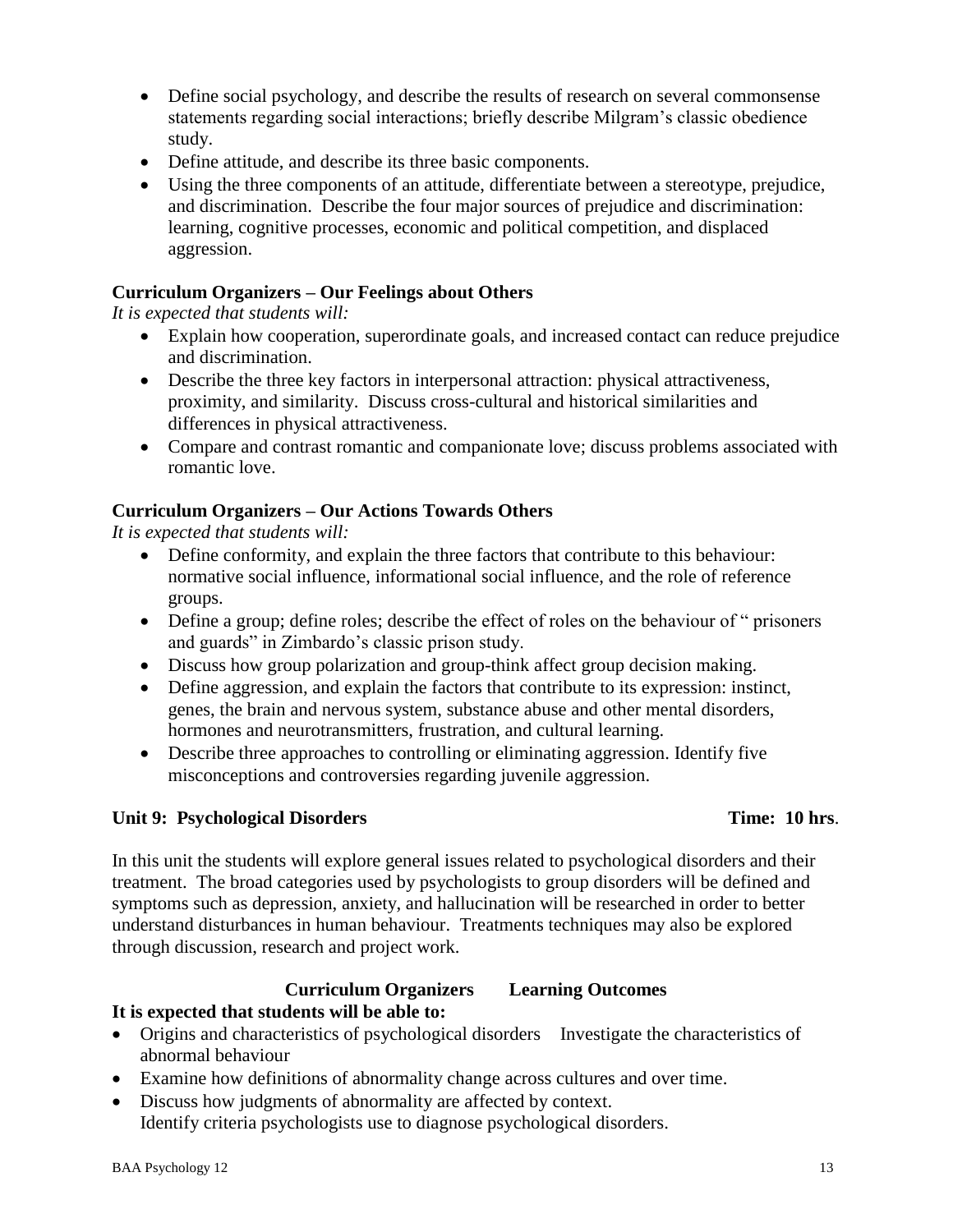- Define social psychology, and describe the results of research on several commonsense statements regarding social interactions; briefly describe Milgram's classic obedience study.
- Define attitude, and describe its three basic components.
- Using the three components of an attitude, differentiate between a stereotype, prejudice, and discrimination. Describe the four major sources of prejudice and discrimination: learning, cognitive processes, economic and political competition, and displaced aggression.

**Curriculum Organizers – Our Feelings about Others**

*It is expected that students will:*

- Explain how cooperation, superordinate goals, and increased contact can reduce prejudice and discrimination.
- Describe the three key factors in interpersonal attraction: physical attractiveness, proximity, and similarity. Discuss cross-cultural and historical similarities and differences in physical attractiveness.
- Compare and contrast romantic and companionate love; discuss problems associated with romantic love.

**Curriculum Organizers – Our Actions Towards Others**

*It is expected that students will:*

- Define conformity, and explain the three factors that contribute to this behaviour: normative social influence, informational social influence, and the role of reference groups.
- Define a group; define roles; describe the effect of roles on the behaviour of " prisoners and guards" in Zimbardo's classic prison study.
- Discuss how group polarization and group-think affect group decision making.
- Define aggression, and explain the factors that contribute to its expression: instinct, genes, the brain and nervous system, substance abuse and other mental disorders, hormones and neurotransmitters, frustration, and cultural learning.
- Describe three approaches to controlling or eliminating aggression. Identify five misconceptions and controversies regarding juvenile aggression.

**Unit 9: Psychological Disorders** **Time: 10 hrs**.

In this unit the students will explore general issues related to psychological disorders and their treatment. The broad categories used by psychologists to group disorders will be defined and symptoms such as depression, anxiety, and hallucination will be researched in order to better understand disturbances in human behaviour. Treatments techniques may also be explored through discussion, research and project work.

**Curriculum Organizers Learning Outcomes**

**It is expected that students will be able to:**

- Origins and characteristics of psychological disorders Investigate the characteristics of abnormal behaviour
- Examine how definitions of abnormality change across cultures and over time.
- Discuss how judgments of abnormality are affected by context.
  Identify criteria psychologists use to diagnose psychological disorders.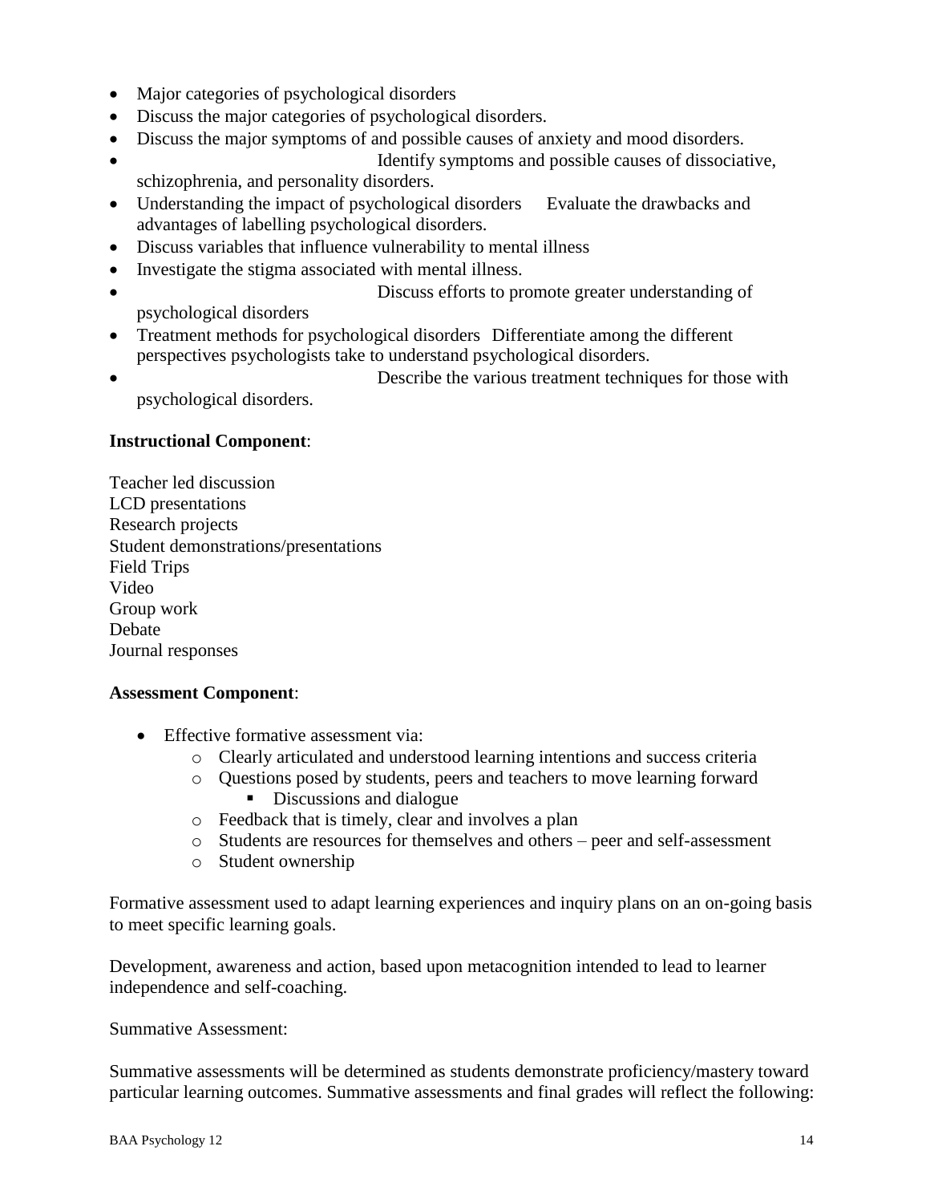- Major categories of psychological disorders
- Discuss the major categories of psychological disorders.
- Discuss the major symptoms of and possible causes of anxiety and mood disorders.
- Identify symptoms and possible causes of dissociative, schizophrenia, and personality disorders.
- Understanding the impact of psychological disorders Evaluate the drawbacks and advantages of labelling psychological disorders.
- Discuss variables that influence vulnerability to mental illness
- Investigate the stigma associated with mental illness.
- Discuss efforts to promote greater understanding of psychological disorders
- Treatment methods for psychological disorders Differentiate among the different perspectives psychologists take to understand psychological disorders.
- Describe the various treatment techniques for those with psychological disorders.

**Instructional Component**:

Teacher led discussion
LCD presentations
Research projects
Student demonstrations/presentations
Field Trips
Video
Group work
Debate
Journal responses

**Assessment Component**:

- Effective formative assessment via:
  - Clearly articulated and understood learning intentions and success criteria
  - Questions posed by students, peers and teachers to move learning forward
    - Discussions and dialogue
  - Feedback that is timely, clear and involves a plan
  - Students are resources for themselves and others – peer and self-assessment
  - Student ownership

Formative assessment used to adapt learning experiences and inquiry plans on an on-going basis to meet specific learning goals.

Development, awareness and action, based upon metacognition intended to lead to learner independence and self-coaching.

Summative Assessment:

Summative assessments will be determined as students demonstrate proficiency/mastery toward particular learning outcomes. Summative assessments and final grades will reflect the following: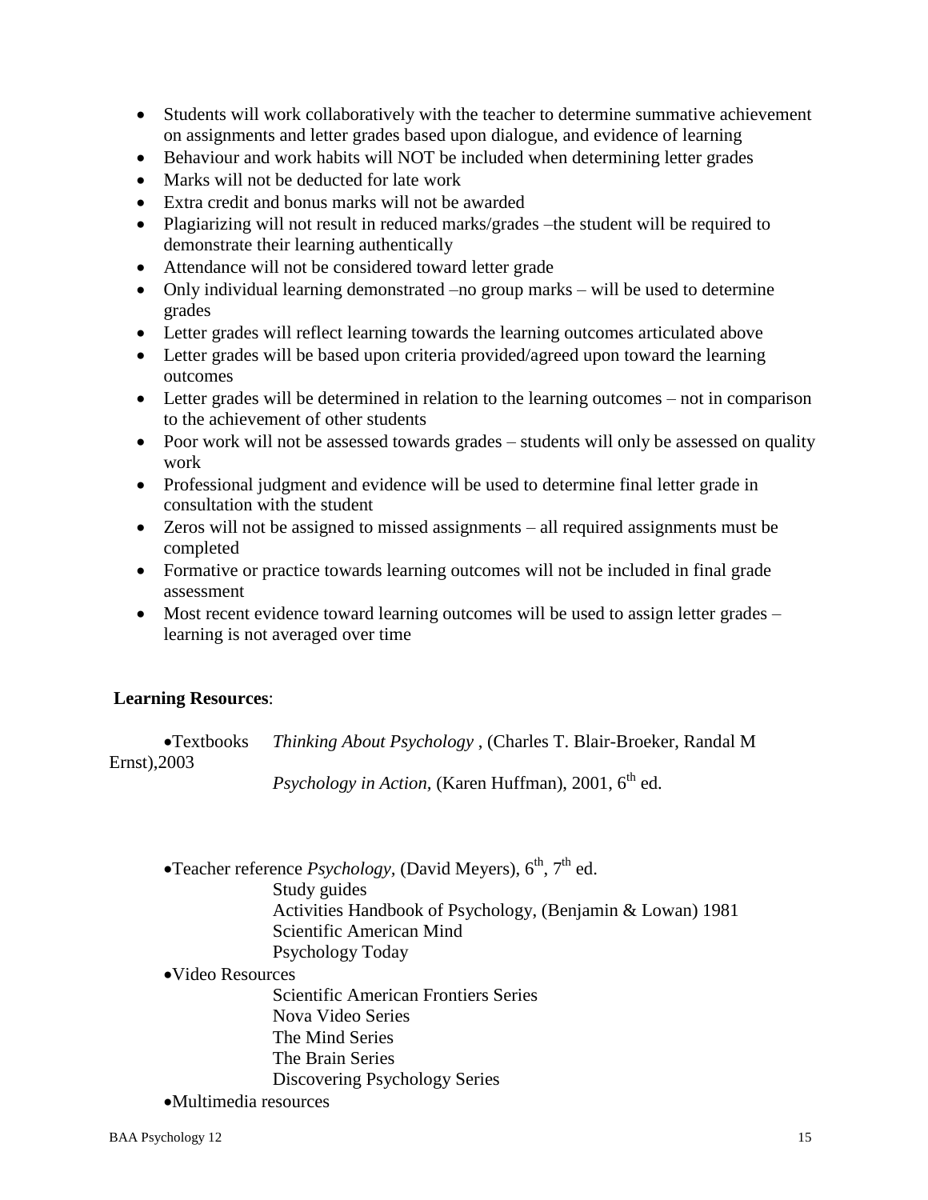- Students will work collaboratively with the teacher to determine summative achievement on assignments and letter grades based upon dialogue, and evidence of learning
- Behaviour and work habits will NOT be included when determining letter grades
- Marks will not be deducted for late work
- Extra credit and bonus marks will not be awarded
- Plagiarizing will not result in reduced marks/grades –the student will be required to demonstrate their learning authentically
- Attendance will not be considered toward letter grade
- Only individual learning demonstrated –no group marks – will be used to determine grades
- Letter grades will reflect learning towards the learning outcomes articulated above
- Letter grades will be based upon criteria provided/agreed upon toward the learning outcomes
- Letter grades will be determined in relation to the learning outcomes – not in comparison to the achievement of other students
- Poor work will not be assessed towards grades – students will only be assessed on quality work
- Professional judgment and evidence will be used to determine final letter grade in consultation with the student
- Zeros will not be assigned to missed assignments – all required assignments must be completed
- Formative or practice towards learning outcomes will not be included in final grade assessment
- Most recent evidence toward learning outcomes will be used to assign letter grades – learning is not averaged over time

**Learning Resources**:

- Textbooks *Thinking About Psychology* , (Charles T. Blair-Broeker, Randal M Ernst),2003

  *Psychology in Action*, (Karen Huffman), 2001, 6th ed.

- Teacher reference *Psychology*, (David Meyers), 6th, 7th ed.

  Study guides

  Activities Handbook of Psychology, (Benjamin & Lowan) 1981

  Scientific American Mind

  Psychology Today

- Video Resources

  Scientific American Frontiers Series

  Nova Video Series

  The Mind Series

  The Brain Series

  Discovering Psychology Series

- Multimedia resources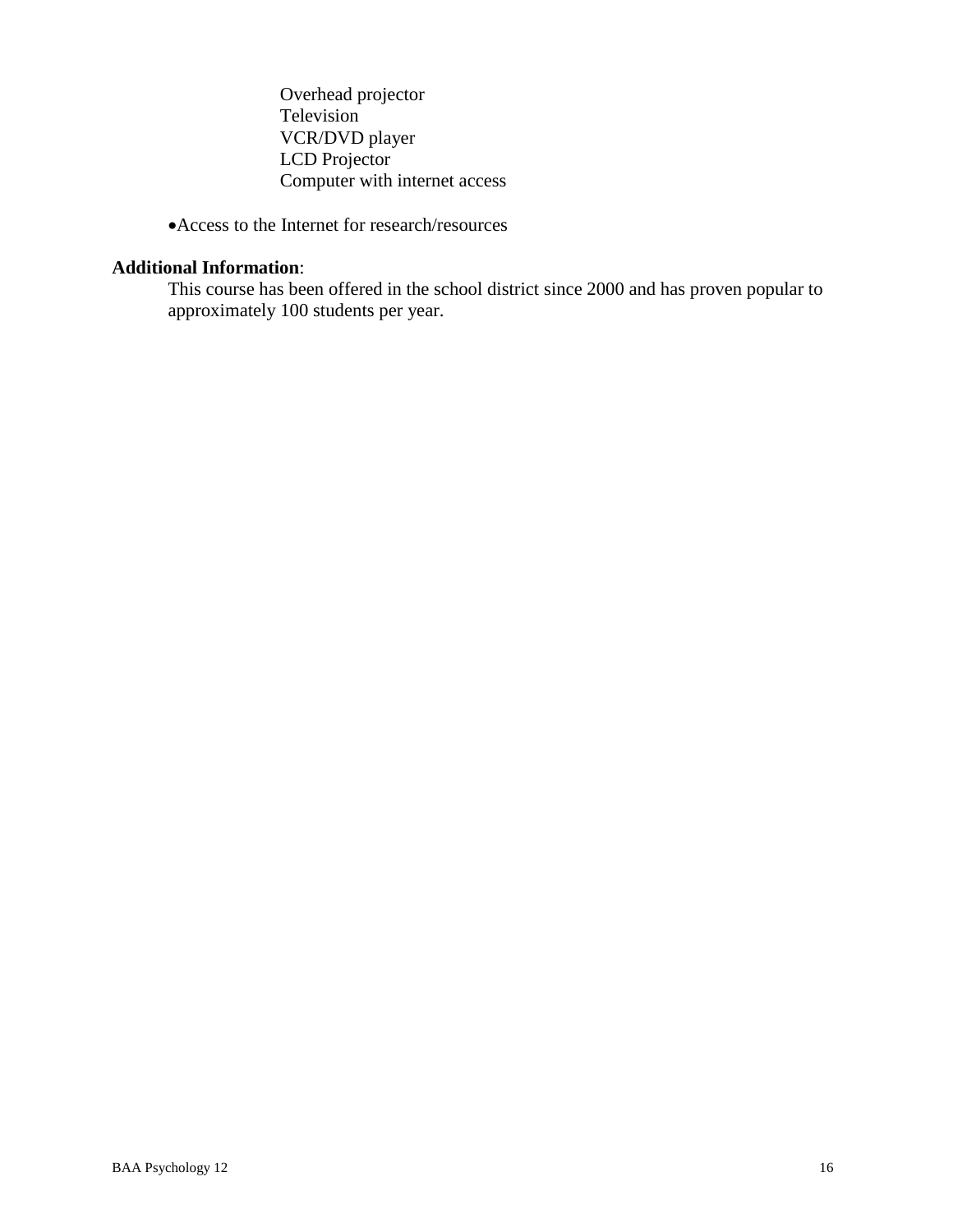Overhead projector
Television
VCR/DVD player
LCD Projector
Computer with internet access

- Access to the Internet for research/resources

**Additional Information**:

This course has been offered in the school district since 2000 and has proven popular to approximately 100 students per year.